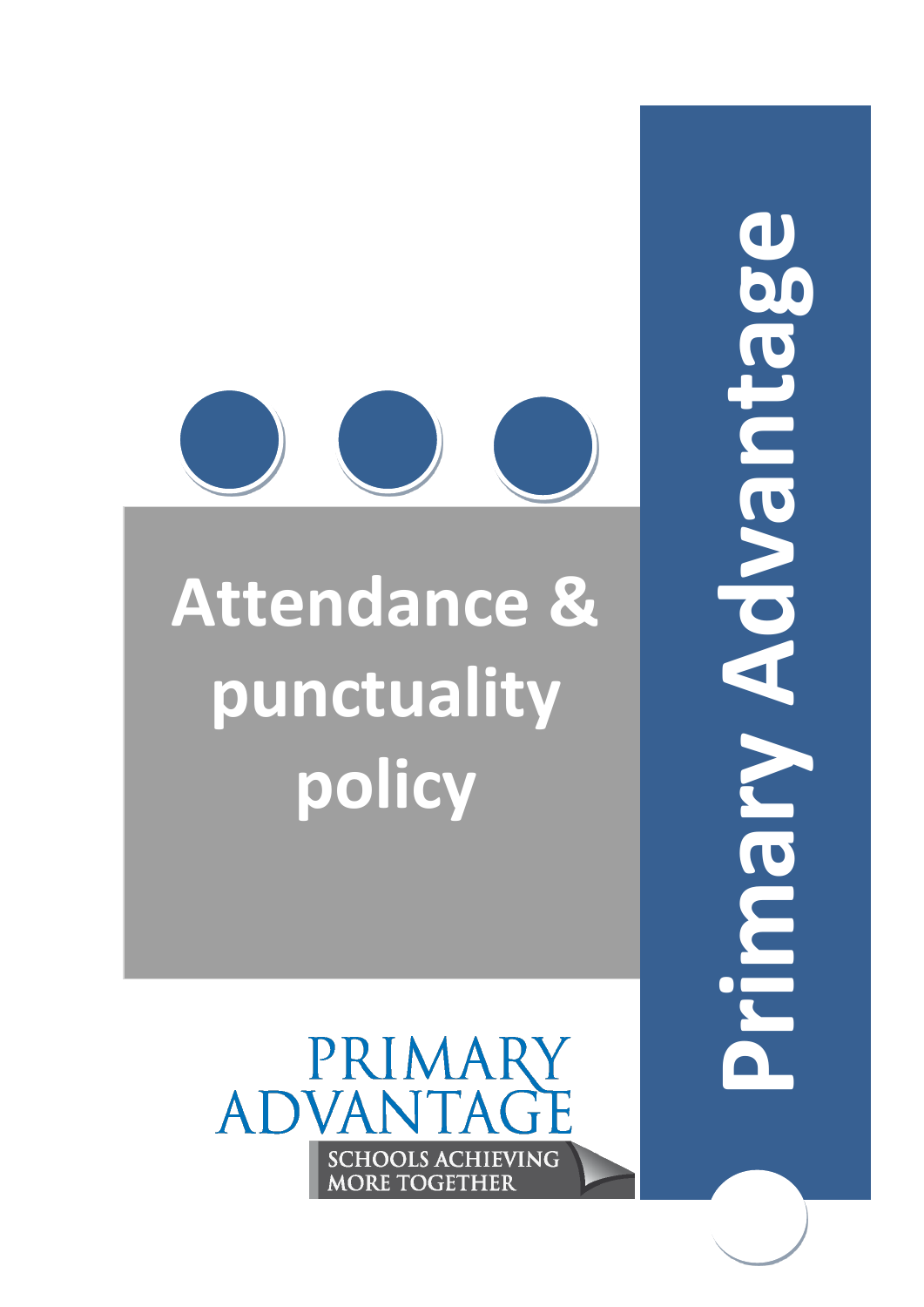# Attendance & punctuality policy

Primary Advantage

PRIMARY ADVANTAGE

SCHOOLS ACHIEVING MORE TOGETHER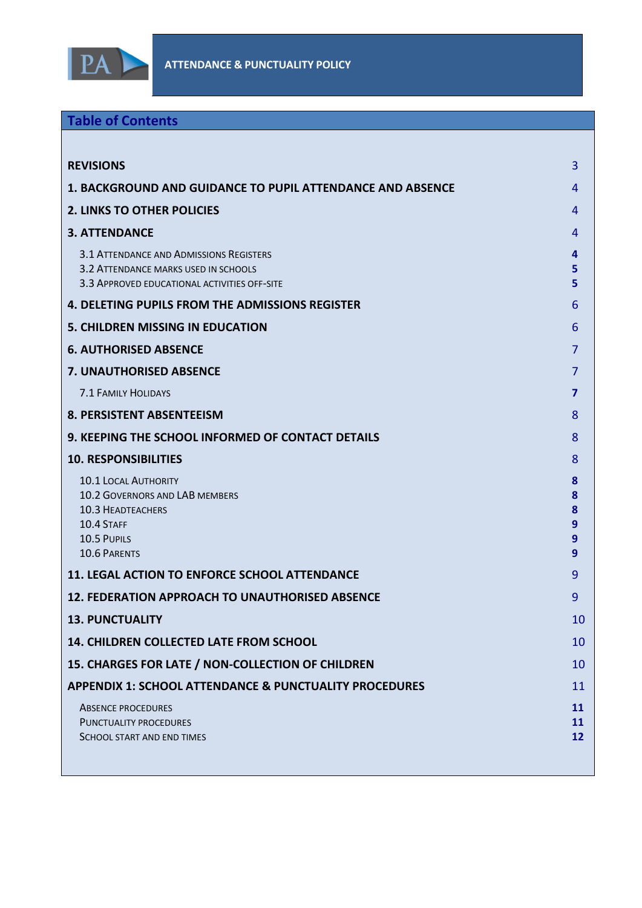## Table of Contents

| | |
|---|---|
| **REVISIONS** | 3 |
| **1. BACKGROUND AND GUIDANCE TO PUPIL ATTENDANCE AND ABSENCE** | 4 |
| **2. LINKS TO OTHER POLICIES** | 4 |
| **3. ATTENDANCE** | 4 |
| 3.1 Attendance and Admissions Registers | **4** |
| 3.2 Attendance marks used in schools | **5** |
| 3.3 Approved educational activities off-site | **5** |
| **4. DELETING PUPILS FROM THE ADMISSIONS REGISTER** | 6 |
| **5. CHILDREN MISSING IN EDUCATION** | 6 |
| **6. AUTHORISED ABSENCE** | 7 |
| **7. UNAUTHORISED ABSENCE** | 7 |
| 7.1 Family Holidays | **7** |
| **8. PERSISTENT ABSENTEEISM** | 8 |
| **9. KEEPING THE SCHOOL INFORMED OF CONTACT DETAILS** | 8 |
| **10. RESPONSIBILITIES** | 8 |
| 10.1 Local Authority | **8** |
| 10.2 Governors and LAB members | **8** |
| 10.3 Headteachers | **8** |
| 10.4 Staff | **9** |
| 10.5 Pupils | **9** |
| 10.6 Parents | **9** |
| **11. LEGAL ACTION TO ENFORCE SCHOOL ATTENDANCE** | 9 |
| **12. FEDERATION APPROACH TO UNAUTHORISED ABSENCE** | 9 |
| **13. PUNCTUALITY** | 10 |
| **14. CHILDREN COLLECTED LATE FROM SCHOOL** | 10 |
| **15. CHARGES FOR LATE / NON-COLLECTION OF CHILDREN** | 10 |
| **APPENDIX 1: SCHOOL ATTENDANCE & PUNCTUALITY PROCEDURES** | 11 |
| Absence procedures | **11** |
| Punctuality procedures | **11** |
| School start and end times | **12** |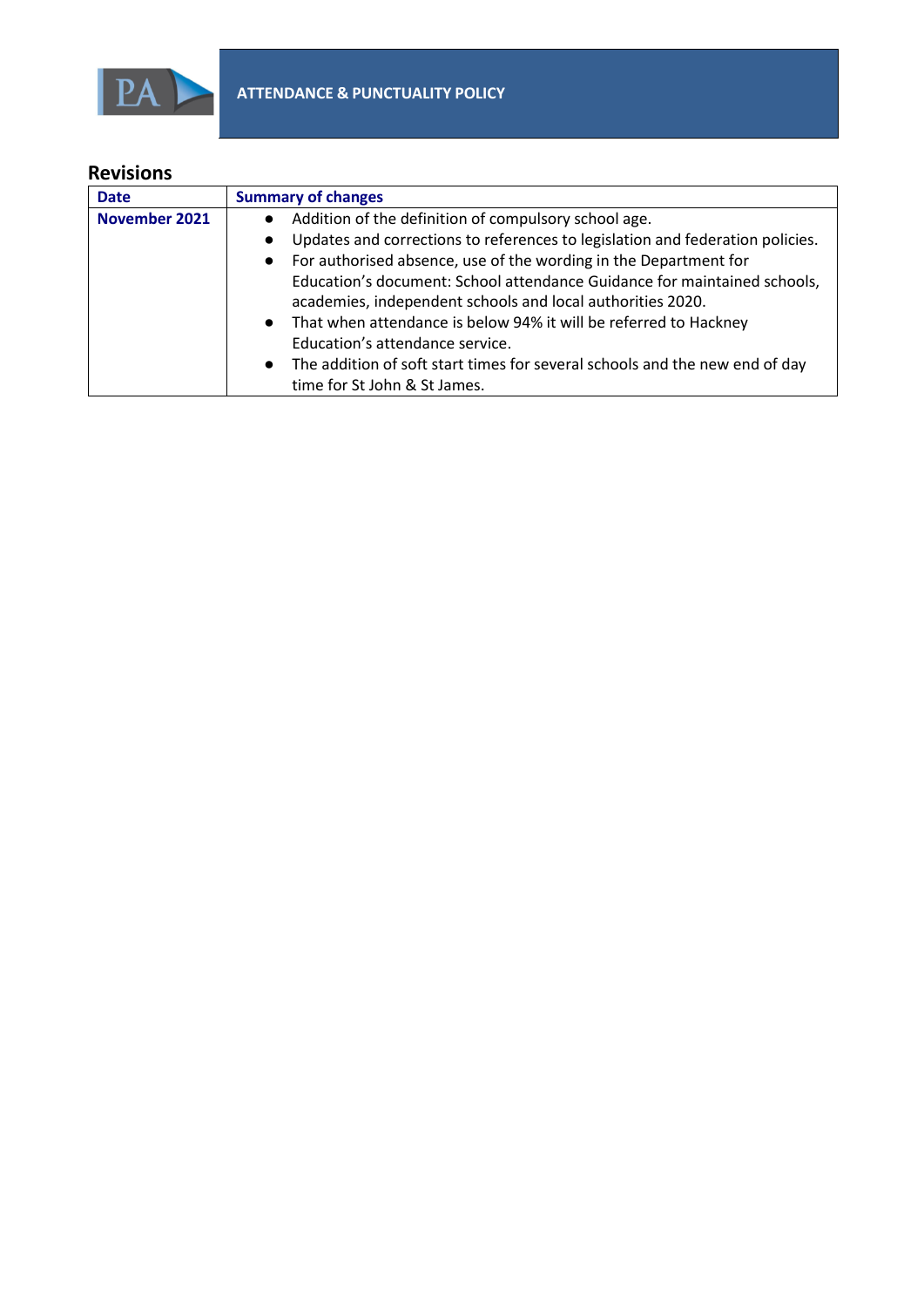## Revisions

| Date | Summary of changes |
|---|---|
| **November 2021** | • Addition of the definition of compulsory school age.<br>• Updates and corrections to references to legislation and federation policies.<br>• For authorised absence, use of the wording in the Department for Education's document: School attendance Guidance for maintained schools, academies, independent schools and local authorities 2020.<br>• That when attendance is below 94% it will be referred to Hackney Education's attendance service.<br>• The addition of soft start times for several schools and the new end of day time for St John & St James. |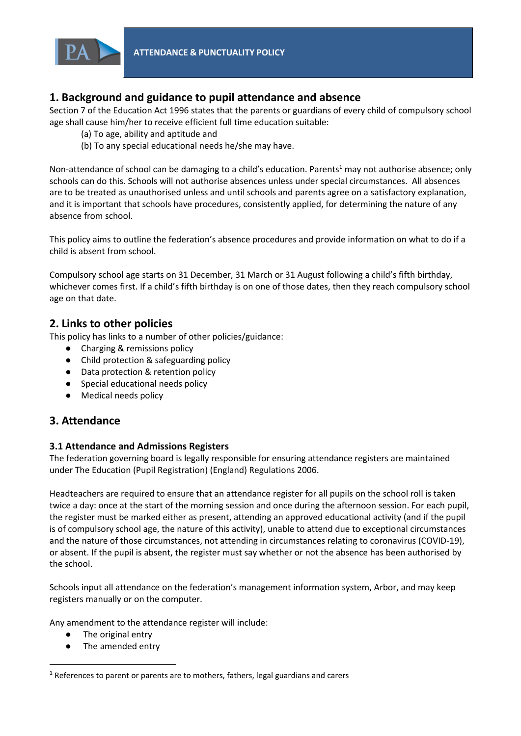## 1. Background and guidance to pupil attendance and absence

Section 7 of the Education Act 1996 states that the parents or guardians of every child of compulsory school age shall cause him/her to receive efficient full time education suitable:

(a) To age, ability and aptitude and
(b) To any special educational needs he/she may have.

Non-attendance of school can be damaging to a child's education. Parents[1] may not authorise absence; only schools can do this. Schools will not authorise absences unless under special circumstances. All absences are to be treated as unauthorised unless and until schools and parents agree on a satisfactory explanation, and it is important that schools have procedures, consistently applied, for determining the nature of any absence from school.

This policy aims to outline the federation's absence procedures and provide information on what to do if a child is absent from school.

Compulsory school age starts on 31 December, 31 March or 31 August following a child's fifth birthday, whichever comes first. If a child's fifth birthday is on one of those dates, then they reach compulsory school age on that date.

## 2. Links to other policies

This policy has links to a number of other policies/guidance:

- Charging & remissions policy
- Child protection & safeguarding policy
- Data protection & retention policy
- Special educational needs policy
- Medical needs policy

## 3. Attendance

### 3.1 Attendance and Admissions Registers

The federation governing board is legally responsible for ensuring attendance registers are maintained under The Education (Pupil Registration) (England) Regulations 2006.

Headteachers are required to ensure that an attendance register for all pupils on the school roll is taken twice a day: once at the start of the morning session and once during the afternoon session. For each pupil, the register must be marked either as present, attending an approved educational activity (and if the pupil is of compulsory school age, the nature of this activity), unable to attend due to exceptional circumstances and the nature of those circumstances, not attending in circumstances relating to coronavirus (COVID-19), or absent. If the pupil is absent, the register must say whether or not the absence has been authorised by the school.

Schools input all attendance on the federation's management information system, Arbor, and may keep registers manually or on the computer.

Any amendment to the attendance register will include:

- The original entry
- The amended entry

---

[1] References to parent or parents are to mothers, fathers, legal guardians and carers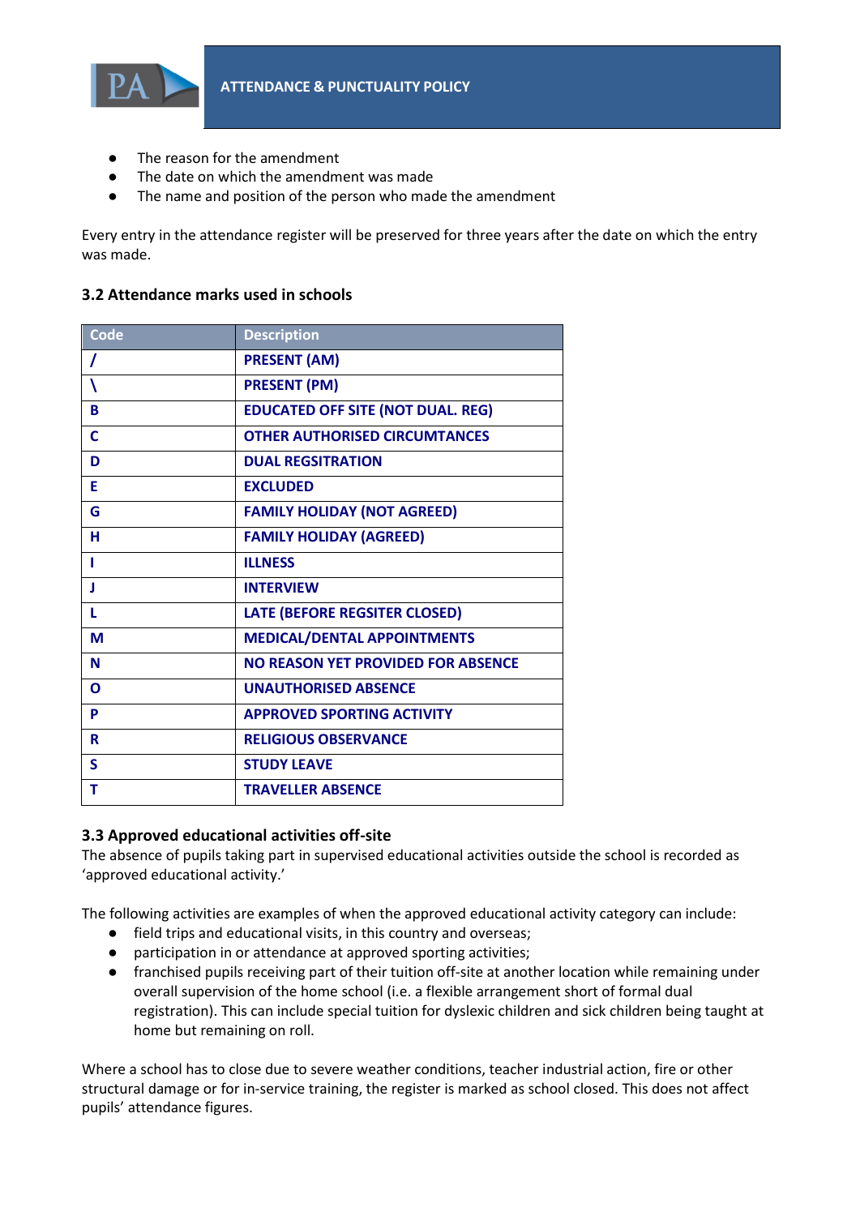- The reason for the amendment
- The date on which the amendment was made
- The name and position of the person who made the amendment

Every entry in the attendance register will be preserved for three years after the date on which the entry was made.

### 3.2 Attendance marks used in schools

| Code | Description |
|---|---|
| **/** | **PRESENT (AM)** |
| **\** | **PRESENT (PM)** |
| **B** | **EDUCATED OFF SITE (NOT DUAL. REG)** |
| **C** | **OTHER AUTHORISED CIRCUMTANCES** |
| **D** | **DUAL REGSITRATION** |
| **E** | **EXCLUDED** |
| **G** | **FAMILY HOLIDAY (NOT AGREED)** |
| **H** | **FAMILY HOLIDAY (AGREED)** |
| **I** | **ILLNESS** |
| **J** | **INTERVIEW** |
| **L** | **LATE (BEFORE REGSITER CLOSED)** |
| **M** | **MEDICAL/DENTAL APPOINTMENTS** |
| **N** | **NO REASON YET PROVIDED FOR ABSENCE** |
| **O** | **UNAUTHORISED ABSENCE** |
| **P** | **APPROVED SPORTING ACTIVITY** |
| **R** | **RELIGIOUS OBSERVANCE** |
| **S** | **STUDY LEAVE** |
| **T** | **TRAVELLER ABSENCE** |

### 3.3 Approved educational activities off-site

The absence of pupils taking part in supervised educational activities outside the school is recorded as 'approved educational activity.'

The following activities are examples of when the approved educational activity category can include:

- field trips and educational visits, in this country and overseas;
- participation in or attendance at approved sporting activities;
- franchised pupils receiving part of their tuition off-site at another location while remaining under overall supervision of the home school (i.e. a flexible arrangement short of formal dual registration). This can include special tuition for dyslexic children and sick children being taught at home but remaining on roll.

Where a school has to close due to severe weather conditions, teacher industrial action, fire or other structural damage or for in-service training, the register is marked as school closed. This does not affect pupils' attendance figures.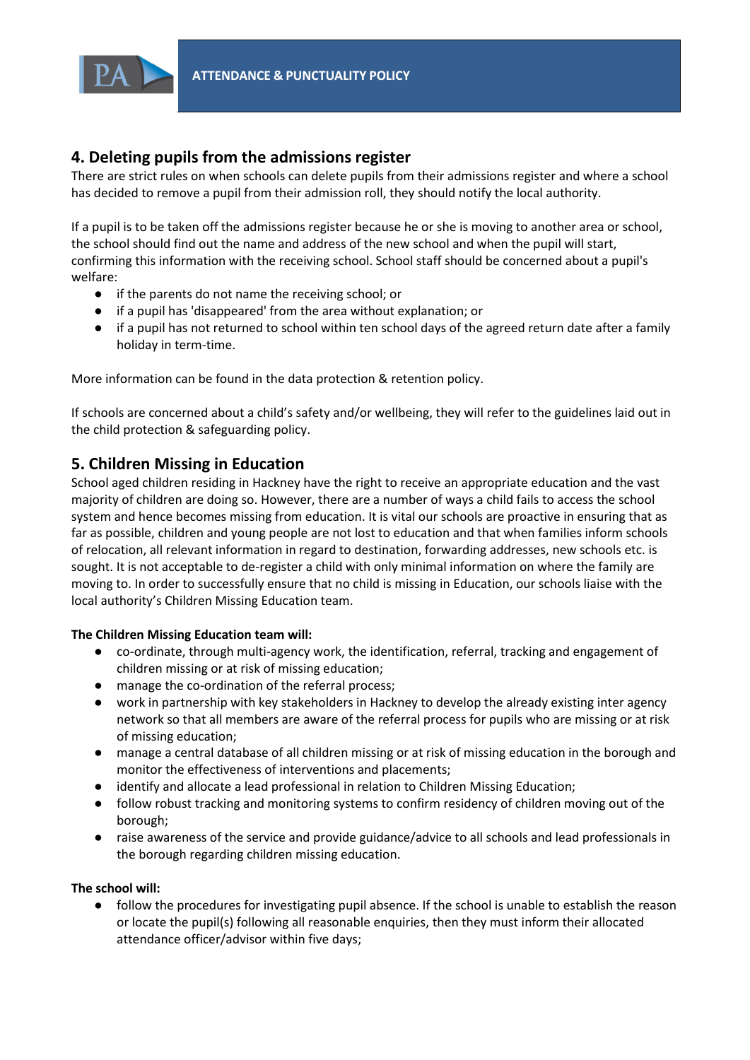## 4. Deleting pupils from the admissions register

There are strict rules on when schools can delete pupils from their admissions register and where a school has decided to remove a pupil from their admission roll, they should notify the local authority.

If a pupil is to be taken off the admissions register because he or she is moving to another area or school, the school should find out the name and address of the new school and when the pupil will start, confirming this information with the receiving school. School staff should be concerned about a pupil's welfare:

- if the parents do not name the receiving school; or
- if a pupil has 'disappeared' from the area without explanation; or
- if a pupil has not returned to school within ten school days of the agreed return date after a family holiday in term-time.

More information can be found in the data protection & retention policy.

If schools are concerned about a child's safety and/or wellbeing, they will refer to the guidelines laid out in the child protection & safeguarding policy.

## 5. Children Missing in Education

School aged children residing in Hackney have the right to receive an appropriate education and the vast majority of children are doing so. However, there are a number of ways a child fails to access the school system and hence becomes missing from education. It is vital our schools are proactive in ensuring that as far as possible, children and young people are not lost to education and that when families inform schools of relocation, all relevant information in regard to destination, forwarding addresses, new schools etc. is sought. It is not acceptable to de-register a child with only minimal information on where the family are moving to. In order to successfully ensure that no child is missing in Education, our schools liaise with the local authority's Children Missing Education team.

**The Children Missing Education team will:**

- co-ordinate, through multi-agency work, the identification, referral, tracking and engagement of children missing or at risk of missing education;
- manage the co-ordination of the referral process;
- work in partnership with key stakeholders in Hackney to develop the already existing inter agency network so that all members are aware of the referral process for pupils who are missing or at risk of missing education;
- manage a central database of all children missing or at risk of missing education in the borough and monitor the effectiveness of interventions and placements;
- identify and allocate a lead professional in relation to Children Missing Education;
- follow robust tracking and monitoring systems to confirm residency of children moving out of the borough;
- raise awareness of the service and provide guidance/advice to all schools and lead professionals in the borough regarding children missing education.

**The school will:**

- follow the procedures for investigating pupil absence. If the school is unable to establish the reason or locate the pupil(s) following all reasonable enquiries, then they must inform their allocated attendance officer/advisor within five days;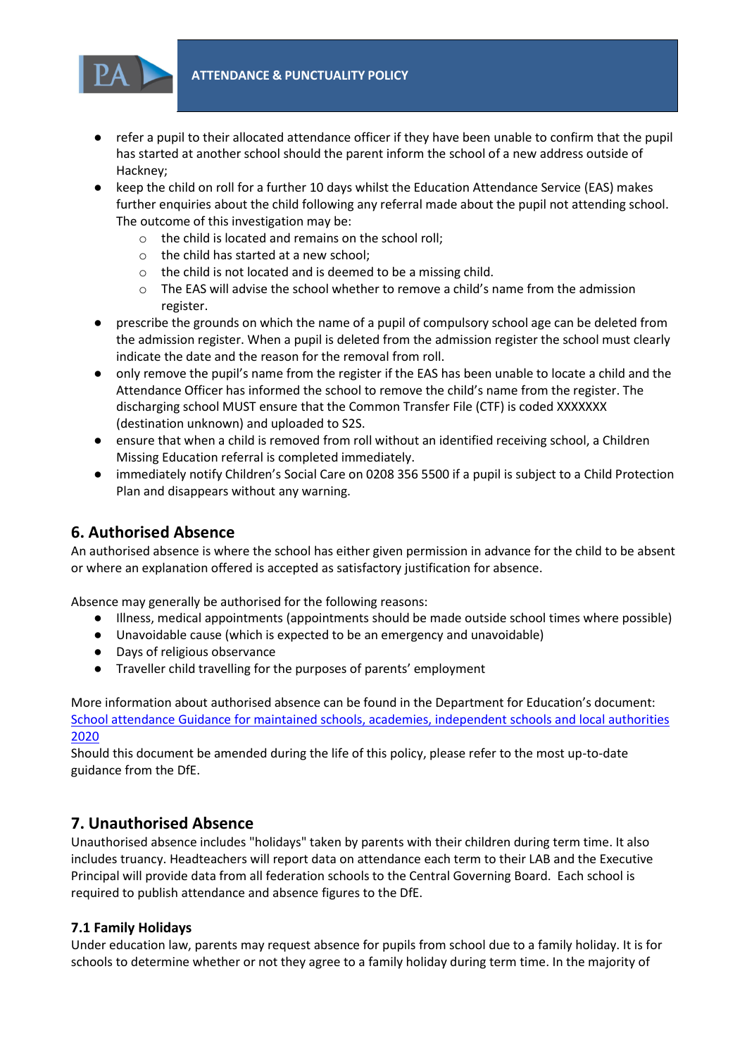- refer a pupil to their allocated attendance officer if they have been unable to confirm that the pupil has started at another school should the parent inform the school of a new address outside of Hackney;
- keep the child on roll for a further 10 days whilst the Education Attendance Service (EAS) makes further enquiries about the child following any referral made about the pupil not attending school. The outcome of this investigation may be:
  - the child is located and remains on the school roll;
  - the child has started at a new school;
  - the child is not located and is deemed to be a missing child.
  - The EAS will advise the school whether to remove a child's name from the admission register.
- prescribe the grounds on which the name of a pupil of compulsory school age can be deleted from the admission register. When a pupil is deleted from the admission register the school must clearly indicate the date and the reason for the removal from roll.
- only remove the pupil's name from the register if the EAS has been unable to locate a child and the Attendance Officer has informed the school to remove the child's name from the register. The discharging school MUST ensure that the Common Transfer File (CTF) is coded XXXXXXX (destination unknown) and uploaded to S2S.
- ensure that when a child is removed from roll without an identified receiving school, a Children Missing Education referral is completed immediately.
- immediately notify Children's Social Care on 0208 356 5500 if a pupil is subject to a Child Protection Plan and disappears without any warning.

## 6. Authorised Absence

An authorised absence is where the school has either given permission in advance for the child to be absent or where an explanation offered is accepted as satisfactory justification for absence.

Absence may generally be authorised for the following reasons:

- Illness, medical appointments (appointments should be made outside school times where possible)
- Unavoidable cause (which is expected to be an emergency and unavoidable)
- Days of religious observance
- Traveller child travelling for the purposes of parents' employment

More information about authorised absence can be found in the Department for Education's document: [School attendance Guidance for maintained schools, academies, independent schools and local authorities 2020]()
Should this document be amended during the life of this policy, please refer to the most up-to-date guidance from the DfE.

## 7. Unauthorised Absence

Unauthorised absence includes "holidays" taken by parents with their children during term time. It also includes truancy. Headteachers will report data on attendance each term to their LAB and the Executive Principal will provide data from all federation schools to the Central Governing Board. Each school is required to publish attendance and absence figures to the DfE.

### 7.1 Family Holidays

Under education law, parents may request absence for pupils from school due to a family holiday. It is for schools to determine whether or not they agree to a family holiday during term time. In the majority of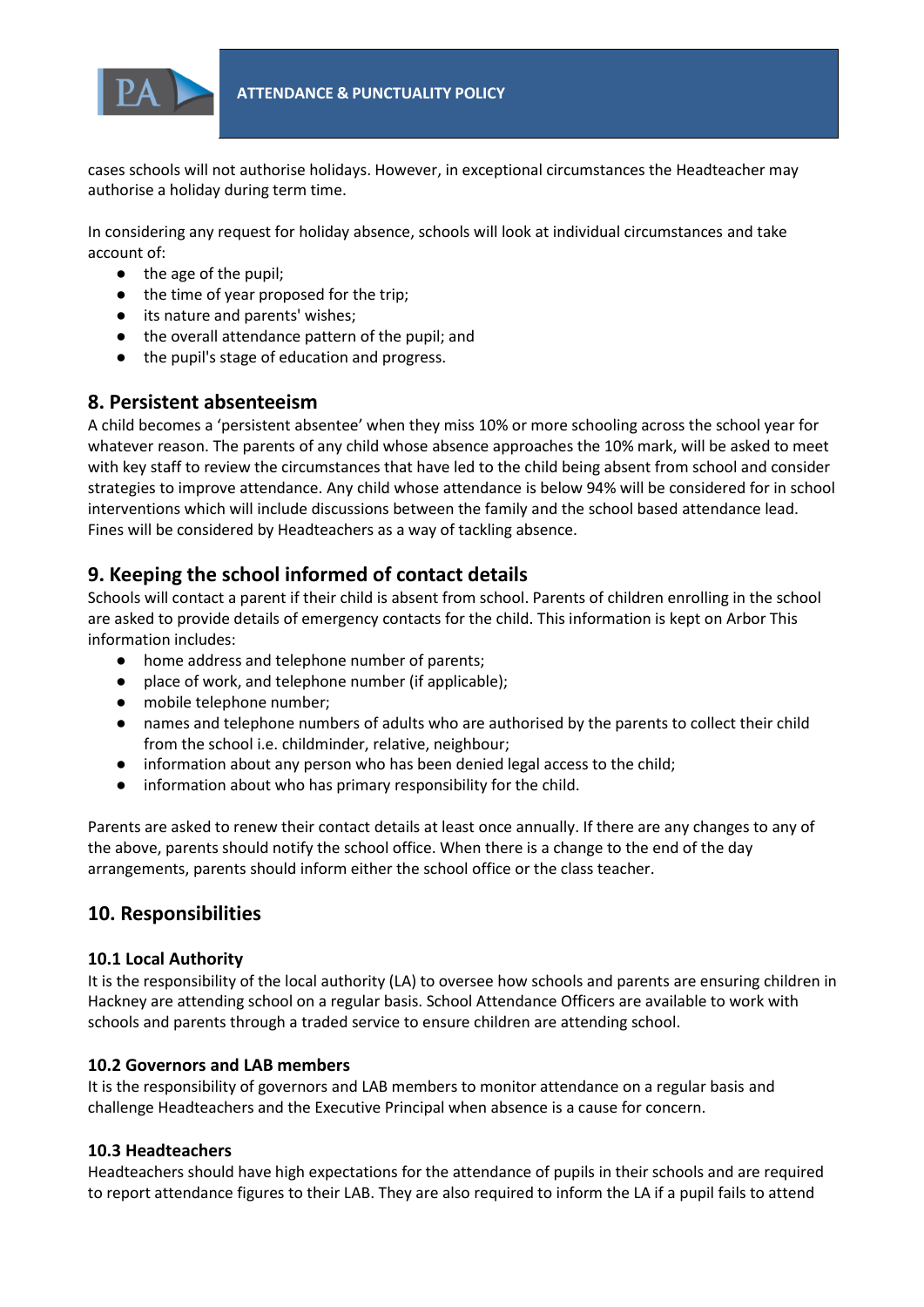cases schools will not authorise holidays. However, in exceptional circumstances the Headteacher may authorise a holiday during term time.

In considering any request for holiday absence, schools will look at individual circumstances and take account of:

- the age of the pupil;
- the time of year proposed for the trip;
- its nature and parents' wishes;
- the overall attendance pattern of the pupil; and
- the pupil's stage of education and progress.

## 8. Persistent absenteeism

A child becomes a 'persistent absentee' when they miss 10% or more schooling across the school year for whatever reason. The parents of any child whose absence approaches the 10% mark, will be asked to meet with key staff to review the circumstances that have led to the child being absent from school and consider strategies to improve attendance. Any child whose attendance is below 94% will be considered for in school interventions which will include discussions between the family and the school based attendance lead. Fines will be considered by Headteachers as a way of tackling absence.

## 9. Keeping the school informed of contact details

Schools will contact a parent if their child is absent from school. Parents of children enrolling in the school are asked to provide details of emergency contacts for the child. This information is kept on Arbor This information includes:

- home address and telephone number of parents;
- place of work, and telephone number (if applicable);
- mobile telephone number;
- names and telephone numbers of adults who are authorised by the parents to collect their child from the school i.e. childminder, relative, neighbour;
- information about any person who has been denied legal access to the child;
- information about who has primary responsibility for the child.

Parents are asked to renew their contact details at least once annually. If there are any changes to any of the above, parents should notify the school office. When there is a change to the end of the day arrangements, parents should inform either the school office or the class teacher.

## 10. Responsibilities

### 10.1 Local Authority

It is the responsibility of the local authority (LA) to oversee how schools and parents are ensuring children in Hackney are attending school on a regular basis. School Attendance Officers are available to work with schools and parents through a traded service to ensure children are attending school.

### 10.2 Governors and LAB members

It is the responsibility of governors and LAB members to monitor attendance on a regular basis and challenge Headteachers and the Executive Principal when absence is a cause for concern.

### 10.3 Headteachers

Headteachers should have high expectations for the attendance of pupils in their schools and are required to report attendance figures to their LAB. They are also required to inform the LA if a pupil fails to attend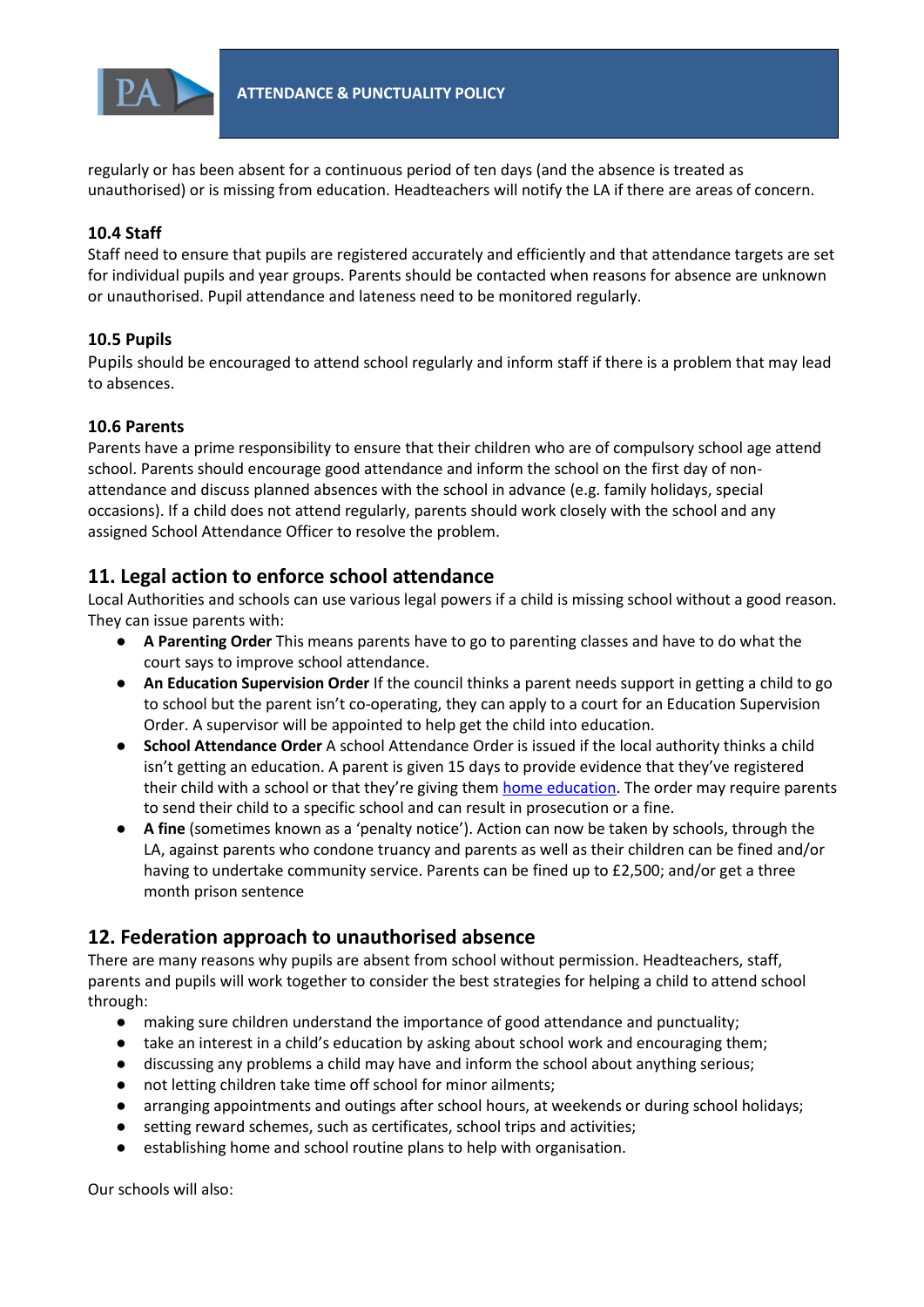regularly or has been absent for a continuous period of ten days (and the absence is treated as unauthorised) or is missing from education. Headteachers will notify the LA if there are areas of concern.

### 10.4 Staff

Staff need to ensure that pupils are registered accurately and efficiently and that attendance targets are set for individual pupils and year groups. Parents should be contacted when reasons for absence are unknown or unauthorised. Pupil attendance and lateness need to be monitored regularly.

### 10.5 Pupils

Pupils should be encouraged to attend school regularly and inform staff if there is a problem that may lead to absences.

### 10.6 Parents

Parents have a prime responsibility to ensure that their children who are of compulsory school age attend school. Parents should encourage good attendance and inform the school on the first day of non-attendance and discuss planned absences with the school in advance (e.g. family holidays, special occasions). If a child does not attend regularly, parents should work closely with the school and any assigned School Attendance Officer to resolve the problem.

## 11. Legal action to enforce school attendance

Local Authorities and schools can use various legal powers if a child is missing school without a good reason. They can issue parents with:

- **A Parenting Order** This means parents have to go to parenting classes and have to do what the court says to improve school attendance.
- **An Education Supervision Order** If the council thinks a parent needs support in getting a child to go to school but the parent isn't co-operating, they can apply to a court for an Education Supervision Order. A supervisor will be appointed to help get the child into education.
- **School Attendance Order** A school Attendance Order is issued if the local authority thinks a child isn't getting an education. A parent is given 15 days to provide evidence that they've registered their child with a school or that they're giving them home education. The order may require parents to send their child to a specific school and can result in prosecution or a fine.
- **A fine** (sometimes known as a 'penalty notice'). Action can now be taken by schools, through the LA, against parents who condone truancy and parents as well as their children can be fined and/or having to undertake community service. Parents can be fined up to £2,500; and/or get a three month prison sentence

## 12. Federation approach to unauthorised absence

There are many reasons why pupils are absent from school without permission. Headteachers, staff, parents and pupils will work together to consider the best strategies for helping a child to attend school through:

- making sure children understand the importance of good attendance and punctuality;
- take an interest in a child's education by asking about school work and encouraging them;
- discussing any problems a child may have and inform the school about anything serious;
- not letting children take time off school for minor ailments;
- arranging appointments and outings after school hours, at weekends or during school holidays;
- setting reward schemes, such as certificates, school trips and activities;
- establishing home and school routine plans to help with organisation.

Our schools will also: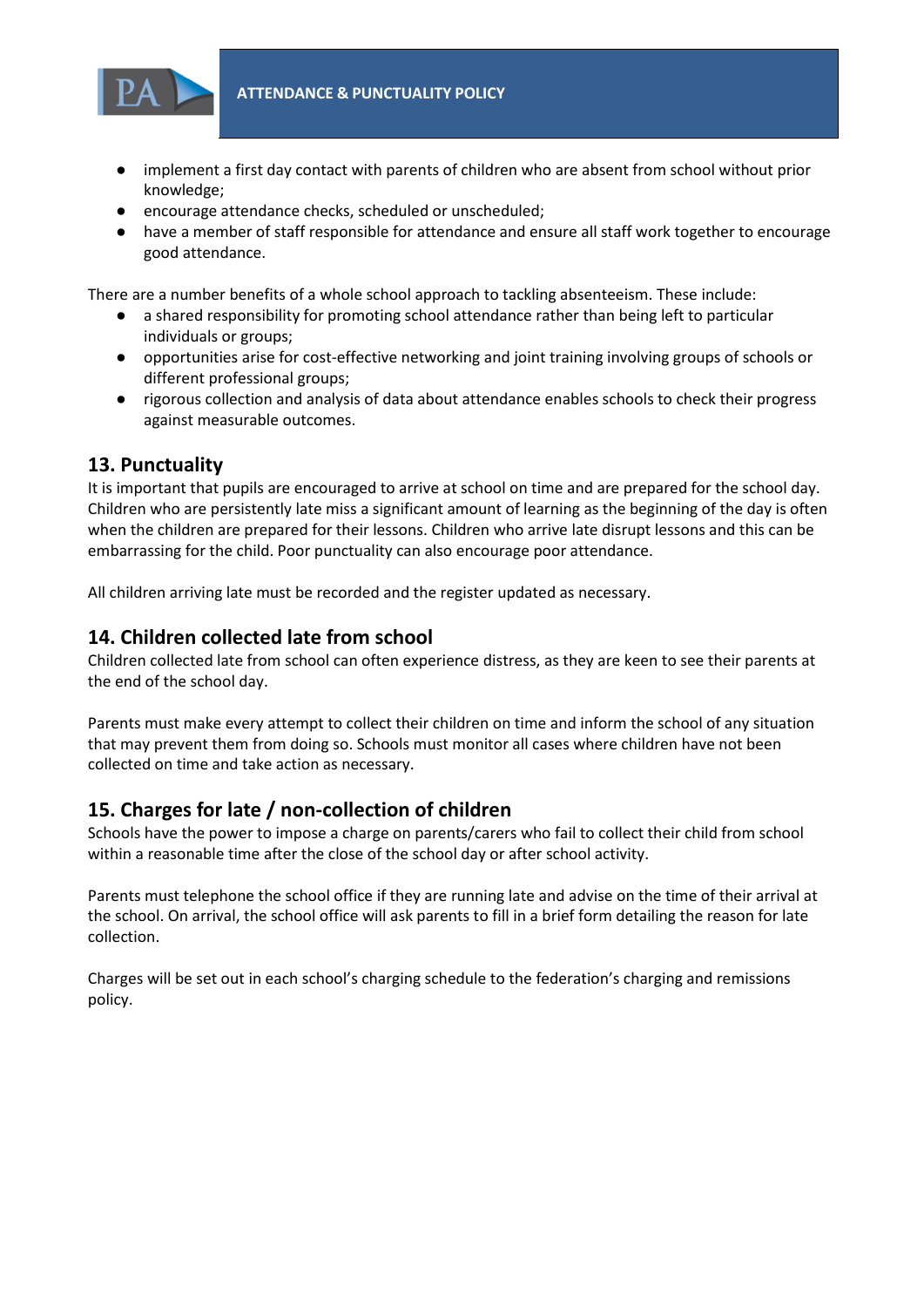- implement a first day contact with parents of children who are absent from school without prior knowledge;
- encourage attendance checks, scheduled or unscheduled;
- have a member of staff responsible for attendance and ensure all staff work together to encourage good attendance.

There are a number benefits of a whole school approach to tackling absenteeism. These include:

- a shared responsibility for promoting school attendance rather than being left to particular individuals or groups;
- opportunities arise for cost-effective networking and joint training involving groups of schools or different professional groups;
- rigorous collection and analysis of data about attendance enables schools to check their progress against measurable outcomes.

## 13. Punctuality

It is important that pupils are encouraged to arrive at school on time and are prepared for the school day. Children who are persistently late miss a significant amount of learning as the beginning of the day is often when the children are prepared for their lessons. Children who arrive late disrupt lessons and this can be embarrassing for the child. Poor punctuality can also encourage poor attendance.

All children arriving late must be recorded and the register updated as necessary.

## 14. Children collected late from school

Children collected late from school can often experience distress, as they are keen to see their parents at the end of the school day.

Parents must make every attempt to collect their children on time and inform the school of any situation that may prevent them from doing so. Schools must monitor all cases where children have not been collected on time and take action as necessary.

## 15. Charges for late / non-collection of children

Schools have the power to impose a charge on parents/carers who fail to collect their child from school within a reasonable time after the close of the school day or after school activity.

Parents must telephone the school office if they are running late and advise on the time of their arrival at the school. On arrival, the school office will ask parents to fill in a brief form detailing the reason for late collection.

Charges will be set out in each school's charging schedule to the federation's charging and remissions policy.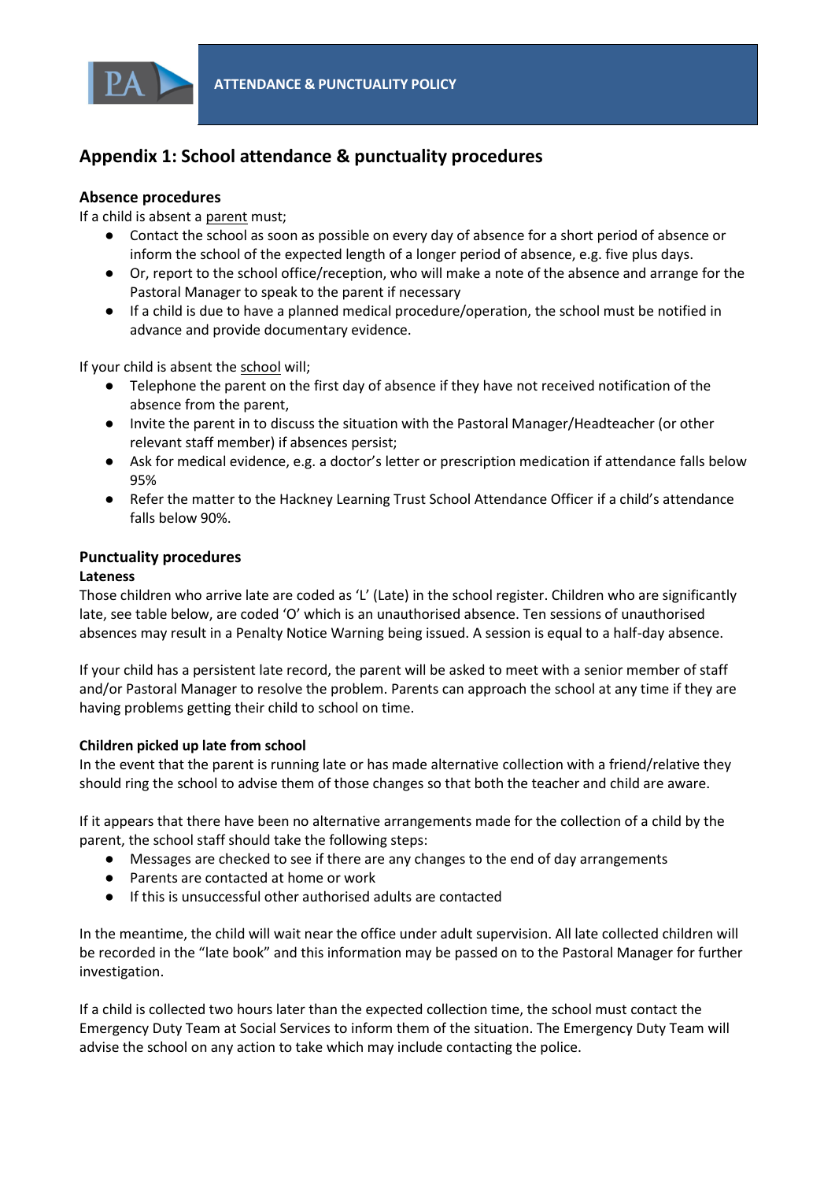## Appendix 1: School attendance & punctuality procedures

### Absence procedures

If a child is absent a parent must;

- Contact the school as soon as possible on every day of absence for a short period of absence or inform the school of the expected length of a longer period of absence, e.g. five plus days.
- Or, report to the school office/reception, who will make a note of the absence and arrange for the Pastoral Manager to speak to the parent if necessary
- If a child is due to have a planned medical procedure/operation, the school must be notified in advance and provide documentary evidence.

If your child is absent the school will;

- Telephone the parent on the first day of absence if they have not received notification of the absence from the parent,
- Invite the parent in to discuss the situation with the Pastoral Manager/Headteacher (or other relevant staff member) if absences persist;
- Ask for medical evidence, e.g. a doctor's letter or prescription medication if attendance falls below 95%
- Refer the matter to the Hackney Learning Trust School Attendance Officer if a child's attendance falls below 90%.

### Punctuality procedures

**Lateness**

Those children who arrive late are coded as 'L' (Late) in the school register. Children who are significantly late, see table below, are coded 'O' which is an unauthorised absence. Ten sessions of unauthorised absences may result in a Penalty Notice Warning being issued. A session is equal to a half-day absence.

If your child has a persistent late record, the parent will be asked to meet with a senior member of staff and/or Pastoral Manager to resolve the problem. Parents can approach the school at any time if they are having problems getting their child to school on time.

**Children picked up late from school**

In the event that the parent is running late or has made alternative collection with a friend/relative they should ring the school to advise them of those changes so that both the teacher and child are aware.

If it appears that there have been no alternative arrangements made for the collection of a child by the parent, the school staff should take the following steps:

- Messages are checked to see if there are any changes to the end of day arrangements
- Parents are contacted at home or work
- If this is unsuccessful other authorised adults are contacted

In the meantime, the child will wait near the office under adult supervision. All late collected children will be recorded in the "late book" and this information may be passed on to the Pastoral Manager for further investigation.

If a child is collected two hours later than the expected collection time, the school must contact the Emergency Duty Team at Social Services to inform them of the situation. The Emergency Duty Team will advise the school on any action to take which may include contacting the police.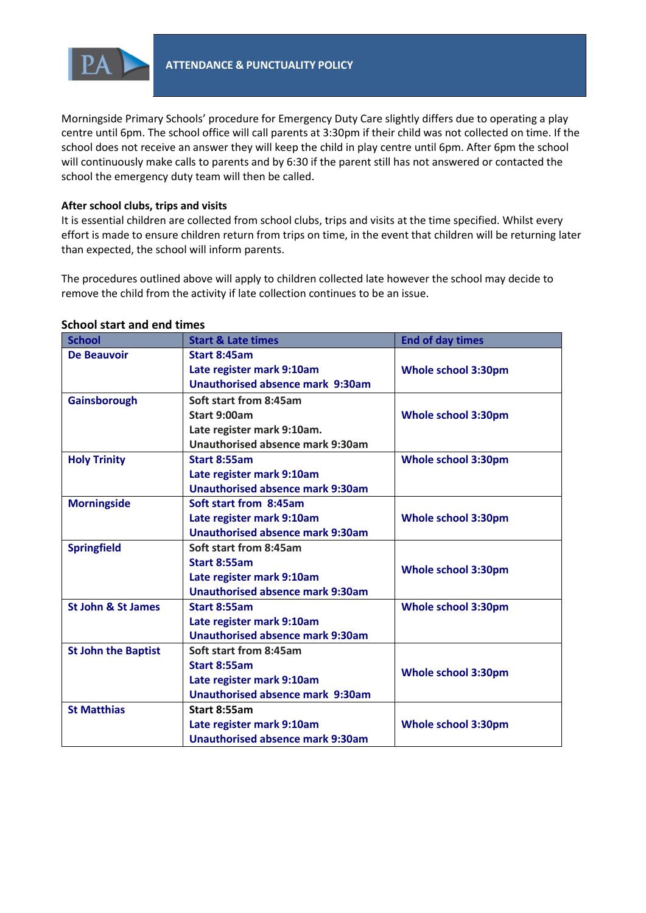Morningside Primary Schools' procedure for Emergency Duty Care slightly differs due to operating a play centre until 6pm. The school office will call parents at 3:30pm if their child was not collected on time. If the school does not receive an answer they will keep the child in play centre until 6pm. After 6pm the school will continuously make calls to parents and by 6:30 if the parent still has not answered or contacted the school the emergency duty team will then be called.

**After school clubs, trips and visits**

It is essential children are collected from school clubs, trips and visits at the time specified. Whilst every effort is made to ensure children return from trips on time, in the event that children will be returning later than expected, the school will inform parents.

The procedures outlined above will apply to children collected late however the school may decide to remove the child from the activity if late collection continues to be an issue.

**School start and end times**

| School | Start & Late times | End of day times |
|---|---|---|
| **De Beauvoir** | **Start 8:45am**<br>**Late register mark 9:10am**<br>**Unauthorised absence mark 9:30am** | **Whole school 3:30pm** |
| **Gainsborough** | Soft start from 8:45am<br>Start 9:00am<br>Late register mark 9:10am.<br>Unauthorised absence mark 9:30am | **Whole school 3:30pm** |
| **Holy Trinity** | **Start 8:55am**<br>**Late register mark 9:10am**<br>**Unauthorised absence mark 9:30am** | **Whole school 3:30pm** |
| **Morningside** | **Soft start from 8:45am**<br>**Late register mark 9:10am**<br>**Unauthorised absence mark 9:30am** | **Whole school 3:30pm** |
| **Springfield** | Soft start from 8:45am<br>**Start 8:55am**<br>**Late register mark 9:10am**<br>**Unauthorised absence mark 9:30am** | **Whole school 3:30pm** |
| **St John & St James** | **Start 8:55am**<br>**Late register mark 9:10am**<br>**Unauthorised absence mark 9:30am** | **Whole school 3:30pm** |
| **St John the Baptist** | Soft start from 8:45am<br>**Start 8:55am**<br>**Late register mark 9:10am**<br>**Unauthorised absence mark 9:30am** | **Whole school 3:30pm** |
| **St Matthias** | Start 8:55am<br>**Late register mark 9:10am**<br>**Unauthorised absence mark 9:30am** | **Whole school 3:30pm** |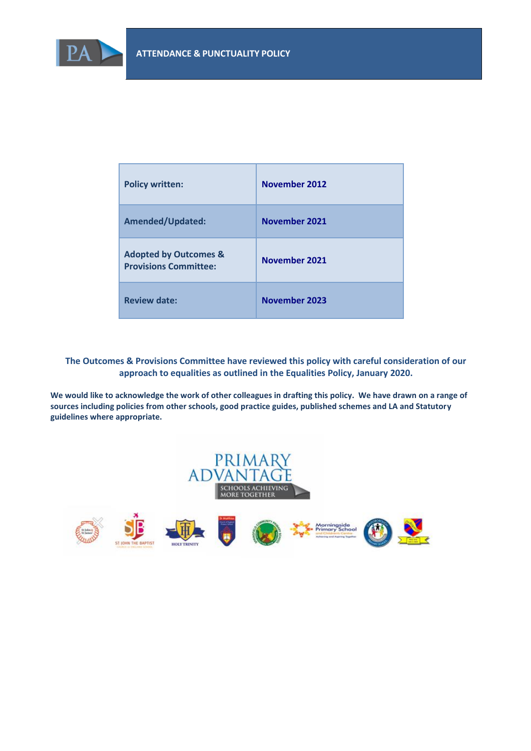# ATTENDANCE & PUNCTUALITY POLICY

| | |
|---|---|
| **Policy written:** | **November 2012** |
| **Amended/Updated:** | **November 2021** |
| **Adopted by Outcomes & Provisions Committee:** | **November 2021** |
| **Review date:** | **November 2023** |

**The Outcomes & Provisions Committee have reviewed this policy with careful consideration of our approach to equalities as outlined in the Equalities Policy, January 2020.**

**We would like to acknowledge the work of other colleagues in drafting this policy. We have drawn on a range of sources including policies from other schools, good practice guides, published schemes and LA and Statutory guidelines where appropriate.**

PRIMARY ADVANTAGE
SCHOOLS ACHIEVING MORE TOGETHER